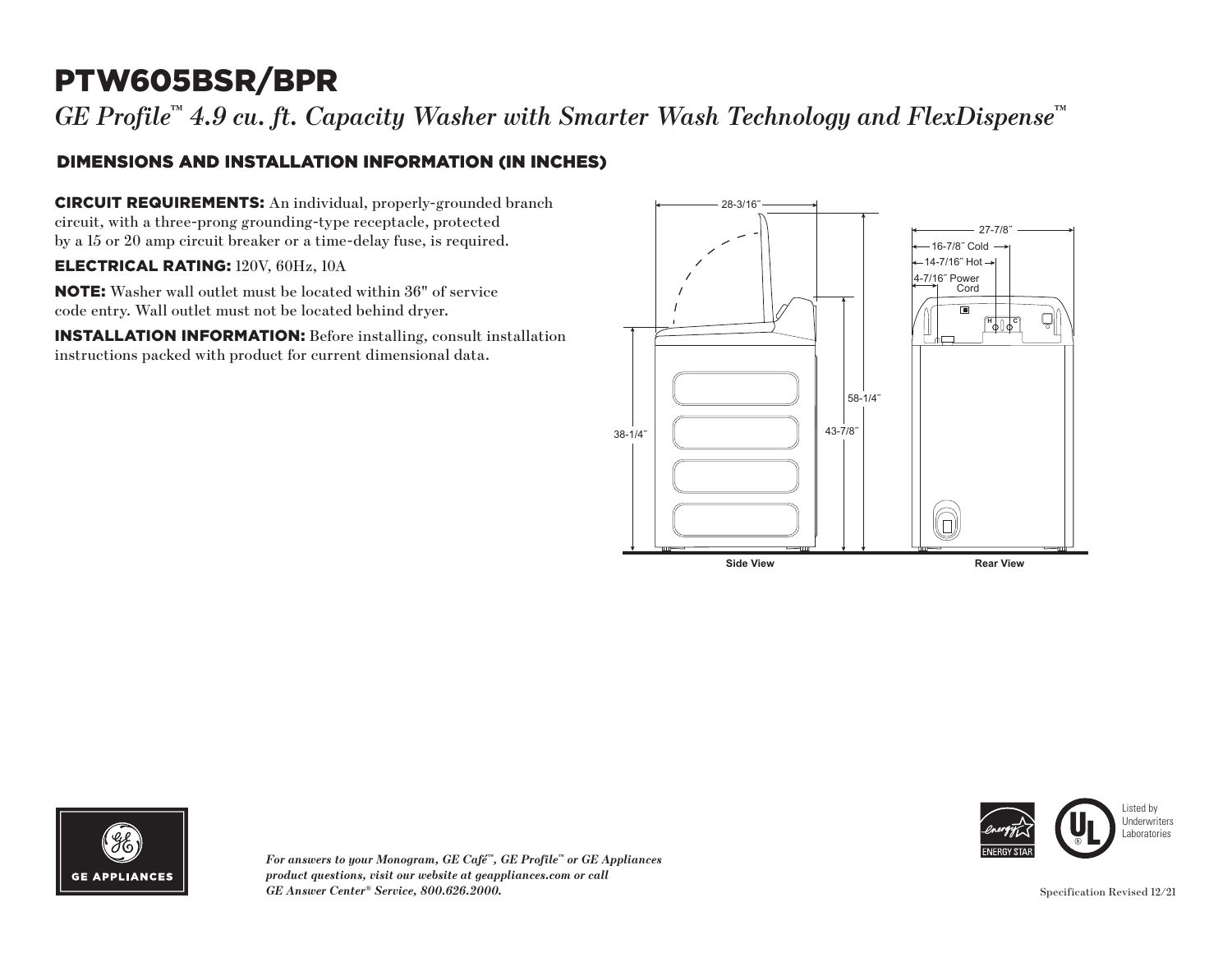# PTW605BSR/BPR

*GE Profile™ 4.9 cu. ft. Capacity Washer with Smarter Wash Technology and FlexDispense™*

## DIMENSIONS AND INSTALLATION INFORMATION (IN INCHES)

**CIRCUIT REQUIREMENTS:** An individual, properly-grounded branch circuit, with a three-prong grounding-type receptacle, protected by a 15 or 20 amp circuit breaker or a time-delay fuse, is required.

**ELECTRICAL RATING:** 120V, 60Hz, 10A

**NOTE:** Washer wall outlet must be located within 36" of service code entry. Wall outlet must not be located behind dryer.

**INSTALLATION INFORMATION:** Before installing, consult installation instructions packed with product for current dimensional data.

28-3/16˝

58-1/4˝

43-7/8˝

38-1/4˝

Side View

27-7/8˝

16-7/8˝ Cold

14-7/16˝ Hot

4-7/16˝ Power Cord

Rear View

*For answers to your Monogram, GE Café™, GE Profile™ or GE Appliances product questions, visit our website at geappliances.com or call GE Answer Center® Service, 800.626.2000.*

Listed by Underwriters Laboratories

Specification Revised 12/21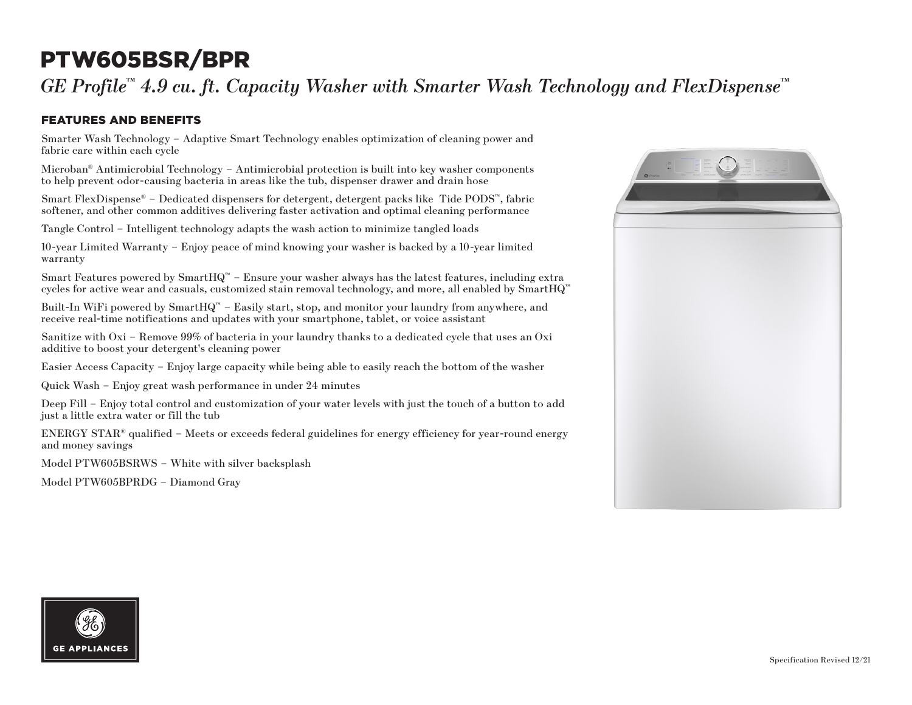# PTW605BSR/BPR

*GE Profile™ 4.9 cu. ft. Capacity Washer with Smarter Wash Technology and FlexDispense™*

## FEATURES AND BENEFITS

Smarter Wash Technology – Adaptive Smart Technology enables optimization of cleaning power and fabric care within each cycle

Microban® Antimicrobial Technology – Antimicrobial protection is built into key washer components to help prevent odor-causing bacteria in areas like the tub, dispenser drawer and drain hose

Smart FlexDispense® – Dedicated dispensers for detergent, detergent packs like Tide PODS™, fabric softener, and other common additives delivering faster activation and optimal cleaning performance

Tangle Control – Intelligent technology adapts the wash action to minimize tangled loads

10-year Limited Warranty – Enjoy peace of mind knowing your washer is backed by a 10-year limited warranty

Smart Features powered by SmartHQ™ – Ensure your washer always has the latest features, including extra cycles for active wear and casuals, customized stain removal technology, and more, all enabled by SmartHQ™

Built-In WiFi powered by SmartHQ™ – Easily start, stop, and monitor your laundry from anywhere, and receive real-time notifications and updates with your smartphone, tablet, or voice assistant

Sanitize with Oxi – Remove 99% of bacteria in your laundry thanks to a dedicated cycle that uses an Oxi additive to boost your detergent's cleaning power

Easier Access Capacity – Enjoy large capacity while being able to easily reach the bottom of the washer

Quick Wash – Enjoy great wash performance in under 24 minutes

Deep Fill – Enjoy total control and customization of your water levels with just the touch of a button to add just a little extra water or fill the tub

ENERGY STAR® qualified – Meets or exceeds federal guidelines for energy efficiency for year-round energy and money savings

Model PTW605BSRWS – White with silver backsplash

Model PTW605BPRDG – Diamond Gray

GE APPLIANCES

Specification Revised 12/21